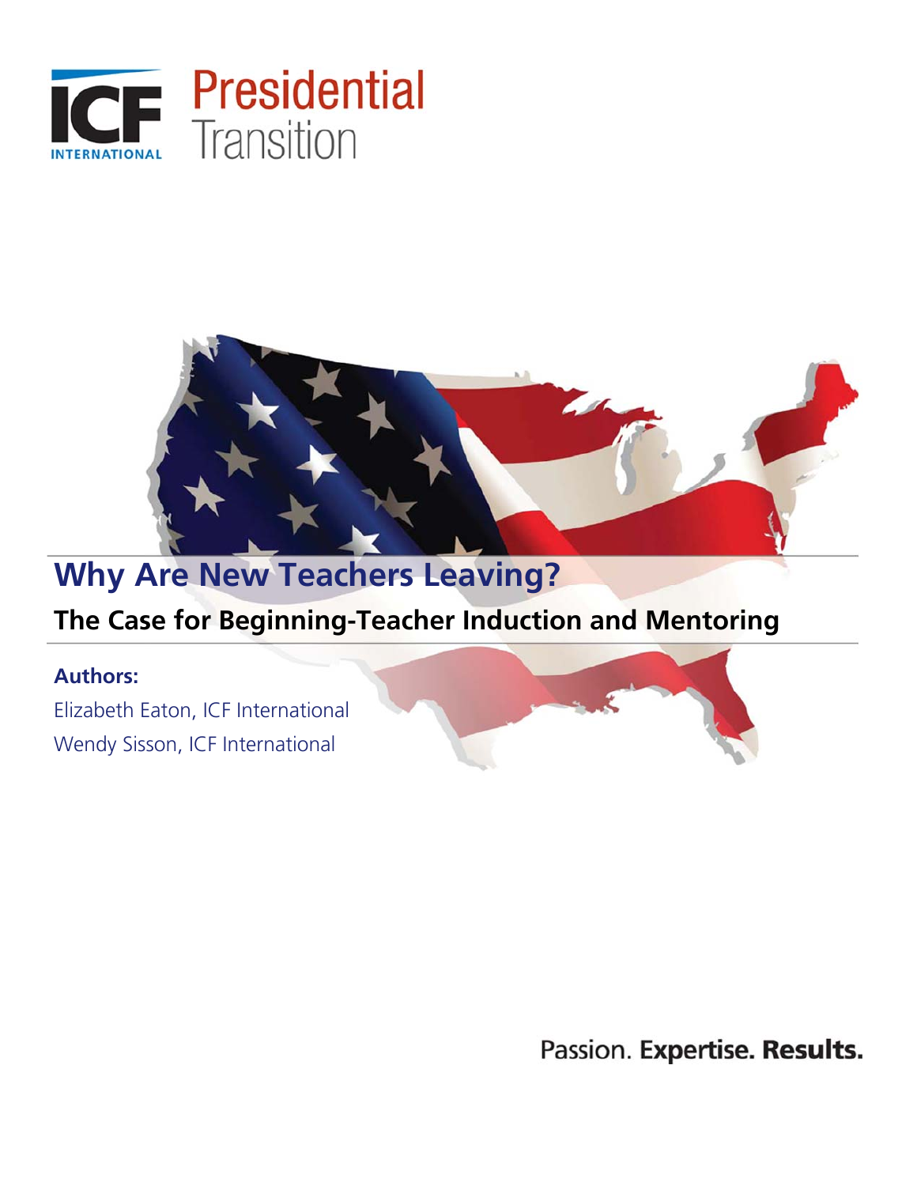ICF INTERNATIONAL

Presidential Transition

# Why Are New Teachers Leaving?

## The Case for Beginning-Teacher Induction and Mentoring

**Authors:**

Elizabeth Eaton, ICF International

Wendy Sisson, ICF International

Passion. **Expertise. Results.**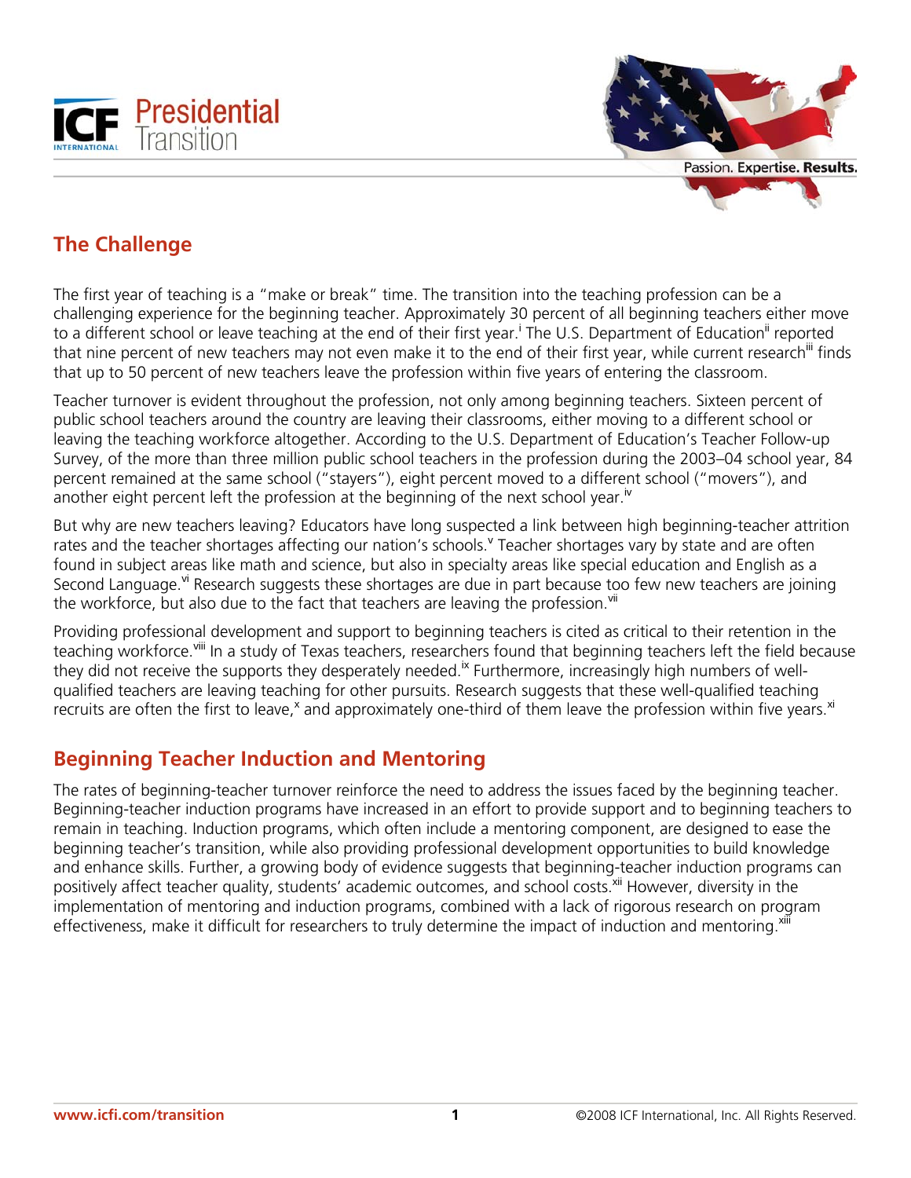## The Challenge

The first year of teaching is a "make or break" time. The transition into the teaching profession can be a challenging experience for the beginning teacher. Approximately 30 percent of all beginning teachers either move to a different school or leave teaching at the end of their first year.[i] The U.S. Department of Education[ii] reported that nine percent of new teachers may not even make it to the end of their first year, while current research[iii] finds that up to 50 percent of new teachers leave the profession within five years of entering the classroom.

Teacher turnover is evident throughout the profession, not only among beginning teachers. Sixteen percent of public school teachers around the country are leaving their classrooms, either moving to a different school or leaving the teaching workforce altogether. According to the U.S. Department of Education's Teacher Follow-up Survey, of the more than three million public school teachers in the profession during the 2003–04 school year, 84 percent remained at the same school ("stayers"), eight percent moved to a different school ("movers"), and another eight percent left the profession at the beginning of the next school year.[iv]

But why are new teachers leaving? Educators have long suspected a link between high beginning-teacher attrition rates and the teacher shortages affecting our nation's schools.[v] Teacher shortages vary by state and are often found in subject areas like math and science, but also in specialty areas like special education and English as a Second Language.[vi] Research suggests these shortages are due in part because too few new teachers are joining the workforce, but also due to the fact that teachers are leaving the profession.[vii]

Providing professional development and support to beginning teachers is cited as critical to their retention in the teaching workforce.[viii] In a study of Texas teachers, researchers found that beginning teachers left the field because they did not receive the supports they desperately needed.[ix] Furthermore, increasingly high numbers of well-qualified teachers are leaving teaching for other pursuits. Research suggests that these well-qualified teaching recruits are often the first to leave,[x] and approximately one-third of them leave the profession within five years.[xi]

## Beginning Teacher Induction and Mentoring

The rates of beginning-teacher turnover reinforce the need to address the issues faced by the beginning teacher. Beginning-teacher induction programs have increased in an effort to provide support and to beginning teachers to remain in teaching. Induction programs, which often include a mentoring component, are designed to ease the beginning teacher's transition, while also providing professional development opportunities to build knowledge and enhance skills. Further, a growing body of evidence suggests that beginning-teacher induction programs can positively affect teacher quality, students' academic outcomes, and school costs.[xii] However, diversity in the implementation of mentoring and induction programs, combined with a lack of rigorous research on program effectiveness, make it difficult for researchers to truly determine the impact of induction and mentoring.[xiii]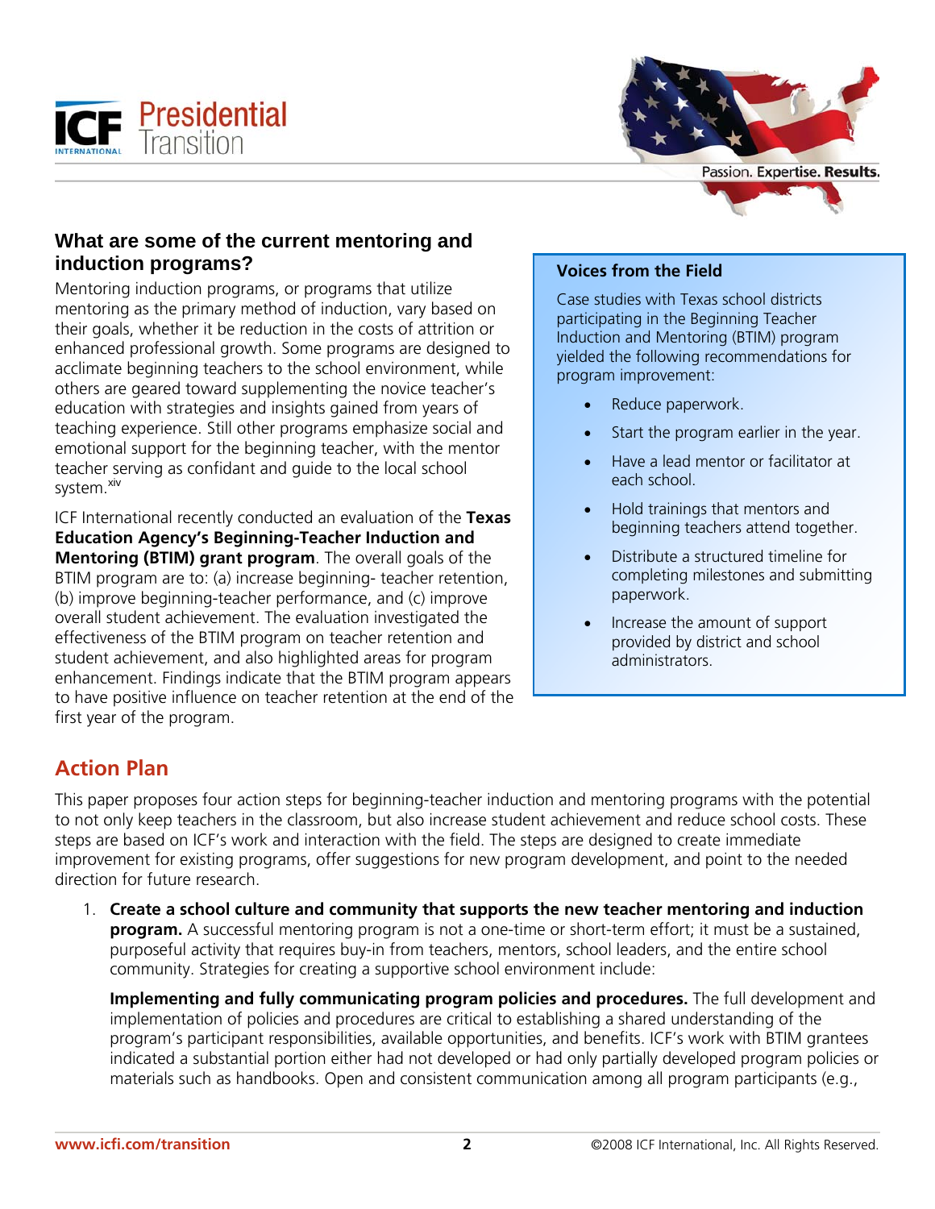## What are some of the current mentoring and induction programs?

Mentoring induction programs, or programs that utilize mentoring as the primary method of induction, vary based on their goals, whether it be reduction in the costs of attrition or enhanced professional growth. Some programs are designed to acclimate beginning teachers to the school environment, while others are geared toward supplementing the novice teacher's education with strategies and insights gained from years of teaching experience. Still other programs emphasize social and emotional support for the beginning teacher, with the mentor teacher serving as confidant and guide to the local school system.[xiv]

ICF International recently conducted an evaluation of the **Texas Education Agency's Beginning-Teacher Induction and Mentoring (BTIM) grant program**. The overall goals of the BTIM program are to: (a) increase beginning- teacher retention, (b) improve beginning-teacher performance, and (c) improve overall student achievement. The evaluation investigated the effectiveness of the BTIM program on teacher retention and student achievement, and also highlighted areas for program enhancement. Findings indicate that the BTIM program appears to have positive influence on teacher retention at the end of the first year of the program.

**Voices from the Field**

Case studies with Texas school districts participating in the Beginning Teacher Induction and Mentoring (BTIM) program yielded the following recommendations for program improvement:

- Reduce paperwork.
- Start the program earlier in the year.
- Have a lead mentor or facilitator at each school.
- Hold trainings that mentors and beginning teachers attend together.
- Distribute a structured timeline for completing milestones and submitting paperwork.
- Increase the amount of support provided by district and school administrators.

## Action Plan

This paper proposes four action steps for beginning-teacher induction and mentoring programs with the potential to not only keep teachers in the classroom, but also increase student achievement and reduce school costs. These steps are based on ICF's work and interaction with the field. The steps are designed to create immediate improvement for existing programs, offer suggestions for new program development, and point to the needed direction for future research.

1. **Create a school culture and community that supports the new teacher mentoring and induction program.** A successful mentoring program is not a one-time or short-term effort; it must be a sustained, purposeful activity that requires buy-in from teachers, mentors, school leaders, and the entire school community. Strategies for creating a supportive school environment include:

   **Implementing and fully communicating program policies and procedures.** The full development and implementation of policies and procedures are critical to establishing a shared understanding of the program's participant responsibilities, available opportunities, and benefits. ICF's work with BTIM grantees indicated a substantial portion either had not developed or had only partially developed program policies or materials such as handbooks. Open and consistent communication among all program participants (e.g.,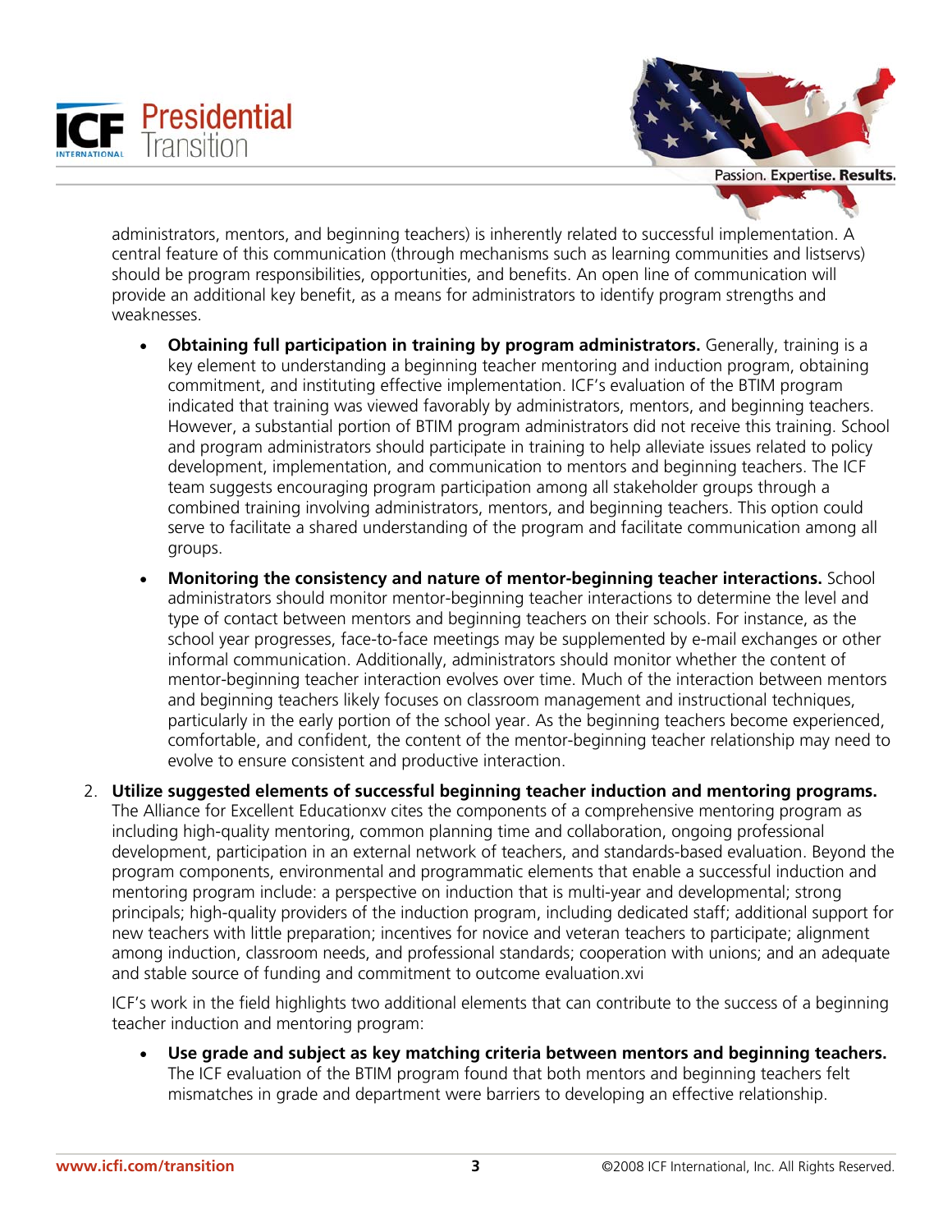administrators, mentors, and beginning teachers) is inherently related to successful implementation. A central feature of this communication (through mechanisms such as learning communities and listservs) should be program responsibilities, opportunities, and benefits. An open line of communication will provide an additional key benefit, as a means for administrators to identify program strengths and weaknesses.

- **Obtaining full participation in training by program administrators.** Generally, training is a key element to understanding a beginning teacher mentoring and induction program, obtaining commitment, and instituting effective implementation. ICF's evaluation of the BTIM program indicated that training was viewed favorably by administrators, mentors, and beginning teachers. However, a substantial portion of BTIM program administrators did not receive this training. School and program administrators should participate in training to help alleviate issues related to policy development, implementation, and communication to mentors and beginning teachers. The ICF team suggests encouraging program participation among all stakeholder groups through a combined training involving administrators, mentors, and beginning teachers. This option could serve to facilitate a shared understanding of the program and facilitate communication among all groups.
- **Monitoring the consistency and nature of mentor-beginning teacher interactions.** School administrators should monitor mentor-beginning teacher interactions to determine the level and type of contact between mentors and beginning teachers on their schools. For instance, as the school year progresses, face-to-face meetings may be supplemented by e-mail exchanges or other informal communication. Additionally, administrators should monitor whether the content of mentor-beginning teacher interaction evolves over time. Much of the interaction between mentors and beginning teachers likely focuses on classroom management and instructional techniques, particularly in the early portion of the school year. As the beginning teachers become experienced, comfortable, and confident, the content of the mentor-beginning teacher relationship may need to evolve to ensure consistent and productive interaction.

2. **Utilize suggested elements of successful beginning teacher induction and mentoring programs.** The Alliance for Excellent Education[xv] cites the components of a comprehensive mentoring program as including high-quality mentoring, common planning time and collaboration, ongoing professional development, participation in an external network of teachers, and standards-based evaluation. Beyond the program components, environmental and programmatic elements that enable a successful induction and mentoring program include: a perspective on induction that is multi-year and developmental; strong principals; high-quality providers of the induction program, including dedicated staff; additional support for new teachers with little preparation; incentives for novice and veteran teachers to participate; alignment among induction, classroom needs, and professional standards; cooperation with unions; and an adequate and stable source of funding and commitment to outcome evaluation.[xvi]

   ICF's work in the field highlights two additional elements that can contribute to the success of a beginning teacher induction and mentoring program:

   - **Use grade and subject as key matching criteria between mentors and beginning teachers.** The ICF evaluation of the BTIM program found that both mentors and beginning teachers felt mismatches in grade and department were barriers to developing an effective relationship.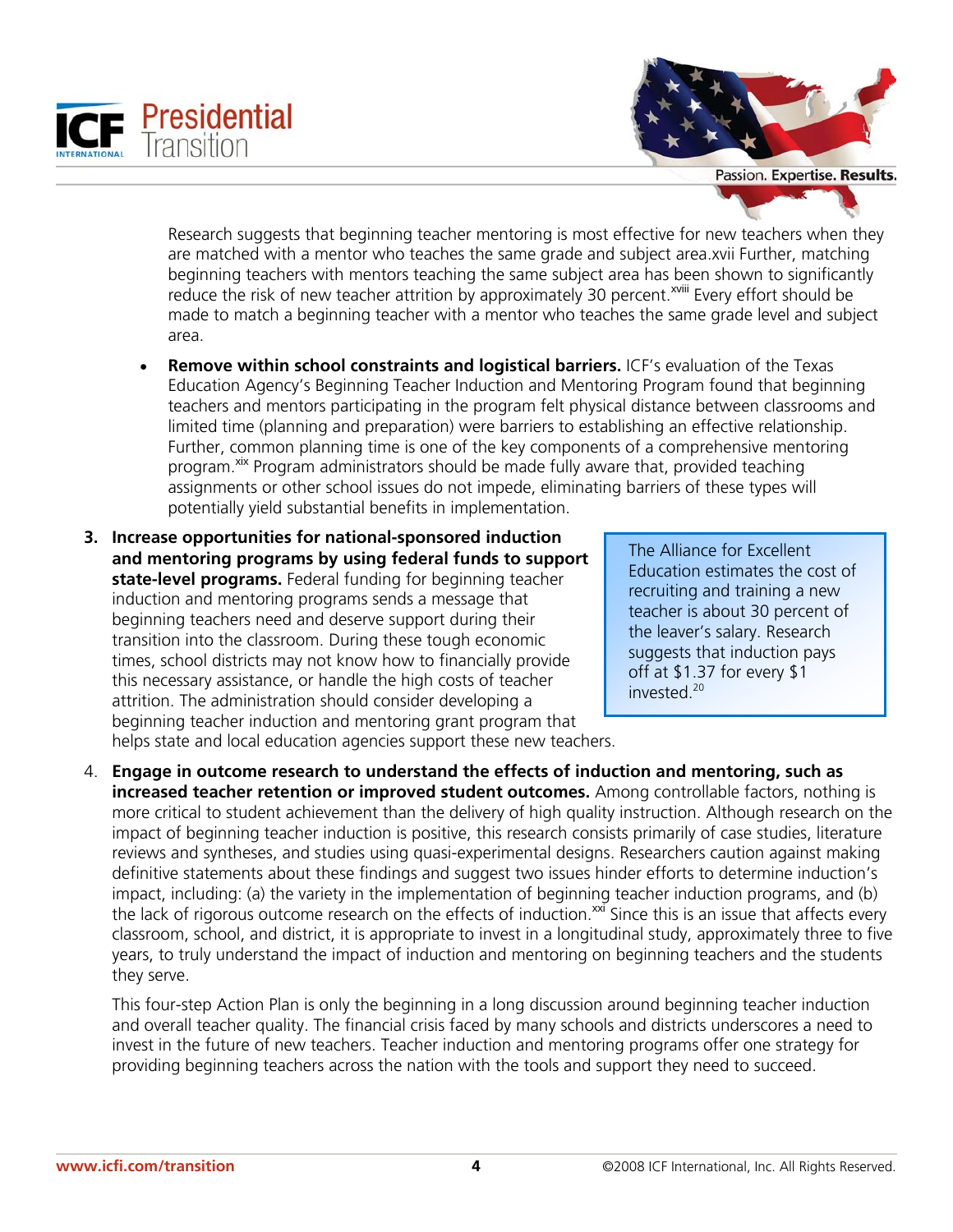Research suggests that beginning teacher mentoring is most effective for new teachers when they are matched with a mentor who teaches the same grade and subject area.xvii Further, matching beginning teachers with mentors teaching the same subject area has been shown to significantly reduce the risk of new teacher attrition by approximately 30 percent.[xviii] Every effort should be made to match a beginning teacher with a mentor who teaches the same grade level and subject area.

- **Remove within school constraints and logistical barriers.** ICF's evaluation of the Texas Education Agency's Beginning Teacher Induction and Mentoring Program found that beginning teachers and mentors participating in the program felt physical distance between classrooms and limited time (planning and preparation) were barriers to establishing an effective relationship. Further, common planning time is one of the key components of a comprehensive mentoring program.[xix] Program administrators should be made fully aware that, provided teaching assignments or other school issues do not impede, eliminating barriers of these types will potentially yield substantial benefits in implementation.

3. **Increase opportunities for national-sponsored induction and mentoring programs by using federal funds to support state-level programs.** Federal funding for beginning teacher induction and mentoring programs sends a message that beginning teachers need and deserve support during their transition into the classroom. During these tough economic times, school districts may not know how to financially provide this necessary assistance, or handle the high costs of teacher attrition. The administration should consider developing a beginning teacher induction and mentoring grant program that helps state and local education agencies support these new teachers.

> The Alliance for Excellent Education estimates the cost of recruiting and training a new teacher is about 30 percent of the leaver's salary. Research suggests that induction pays off at $1.37 for every $1 invested.[20]

4. **Engage in outcome research to understand the effects of induction and mentoring, such as increased teacher retention or improved student outcomes.** Among controllable factors, nothing is more critical to student achievement than the delivery of high quality instruction. Although research on the impact of beginning teacher induction is positive, this research consists primarily of case studies, literature reviews and syntheses, and studies using quasi-experimental designs. Researchers caution against making definitive statements about these findings and suggest two issues hinder efforts to determine induction's impact, including: (a) the variety in the implementation of beginning teacher induction programs, and (b) the lack of rigorous outcome research on the effects of induction.[xxi] Since this is an issue that affects every classroom, school, and district, it is appropriate to invest in a longitudinal study, approximately three to five years, to truly understand the impact of induction and mentoring on beginning teachers and the students they serve.

   This four-step Action Plan is only the beginning in a long discussion around beginning teacher induction and overall teacher quality. The financial crisis faced by many schools and districts underscores a need to invest in the future of new teachers. Teacher induction and mentoring programs offer one strategy for providing beginning teachers across the nation with the tools and support they need to succeed.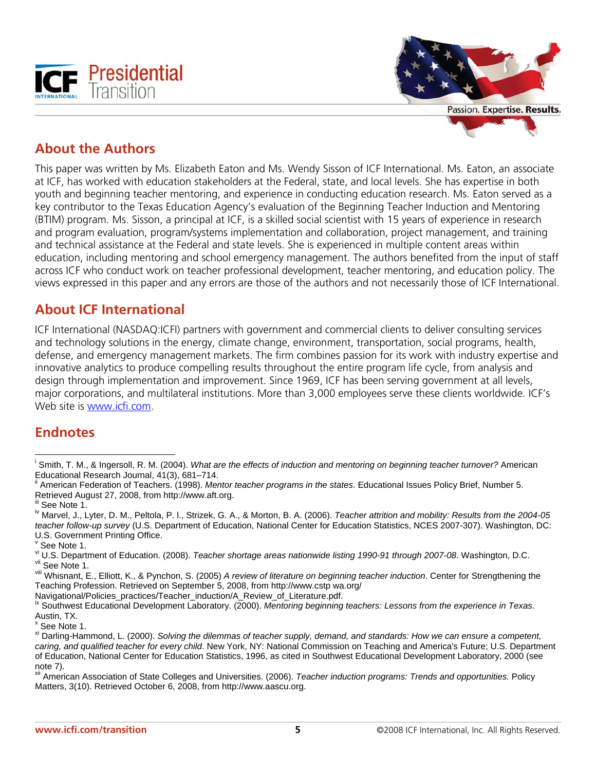## About the Authors

This paper was written by Ms. Elizabeth Eaton and Ms. Wendy Sisson of ICF International. Ms. Eaton, an associate at ICF, has worked with education stakeholders at the Federal, state, and local levels. She has expertise in both youth and beginning teacher mentoring, and experience in conducting education research. Ms. Eaton served as a key contributor to the Texas Education Agency's evaluation of the Beginning Teacher Induction and Mentoring (BTIM) program. Ms. Sisson, a principal at ICF, is a skilled social scientist with 15 years of experience in research and program evaluation, program/systems implementation and collaboration, project management, and training and technical assistance at the Federal and state levels. She is experienced in multiple content areas within education, including mentoring and school emergency management. The authors benefited from the input of staff across ICF who conduct work on teacher professional development, teacher mentoring, and education policy. The views expressed in this paper and any errors are those of the authors and not necessarily those of ICF International.

## About ICF International

ICF International (NASDAQ:ICFI) partners with government and commercial clients to deliver consulting services and technology solutions in the energy, climate change, environment, transportation, social programs, health, defense, and emergency management markets. The firm combines passion for its work with industry expertise and innovative analytics to produce compelling results throughout the entire program life cycle, from analysis and design through implementation and improvement. Since 1969, ICF has been serving government at all levels, major corporations, and multilateral institutions. More than 3,000 employees serve these clients worldwide. ICF's Web site is www.icfi.com.

## Endnotes

[i] Smith, T. M., & Ingersoll, R. M. (2004). *What are the effects of induction and mentoring on beginning teacher turnover?* American Educational Research Journal, 41(3), 681–714.

[ii] American Federation of Teachers. (1998). *Mentor teacher programs in the states*. Educational Issues Policy Brief, Number 5. Retrieved August 27, 2008, from http://www.aft.org.

[iii] See Note 1.

[iv] Marvel, J., Lyter, D. M., Peltola, P. I., Strizek, G. A., & Morton, B. A. (2006). *Teacher attrition and mobility: Results from the 2004-05 teacher follow-up survey* (U.S. Department of Education, National Center for Education Statistics, NCES 2007-307). Washington, DC: U.S. Government Printing Office.

[v] See Note 1.

[vi] U.S. Department of Education. (2008). *Teacher shortage areas nationwide listing 1990-91 through 2007-08*. Washington, D.C.

[vii] See Note 1.

[viii] Whisnant, E., Elliott, K., & Pynchon, S. (2005) *A review of literature on beginning teacher induction*. Center for Strengthening the Teaching Profession. Retrieved on September 5, 2008, from http://www.cstp wa.org/Navigational/Policies_practices/Teacher_induction/A_Review_of_Literature.pdf.

[ix] Southwest Educational Development Laboratory. (2000). *Mentoring beginning teachers: Lessons from the experience in Texas*. Austin, TX.

[x] See Note 1.

[xi] Darling-Hammond, L. (2000). *Solving the dilemmas of teacher supply, demand, and standards: How we can ensure a competent, caring, and qualified teacher for every child*. New York, NY: National Commission on Teaching and America's Future; U.S. Department of Education, National Center for Education Statistics, 1996, as cited in Southwest Educational Development Laboratory, 2000 (see note 7).

[xii] American Association of State Colleges and Universities. (2006). *Teacher induction programs: Trends and opportunities.* Policy Matters, 3(10). Retrieved October 6, 2008, from http://www.aascu.org.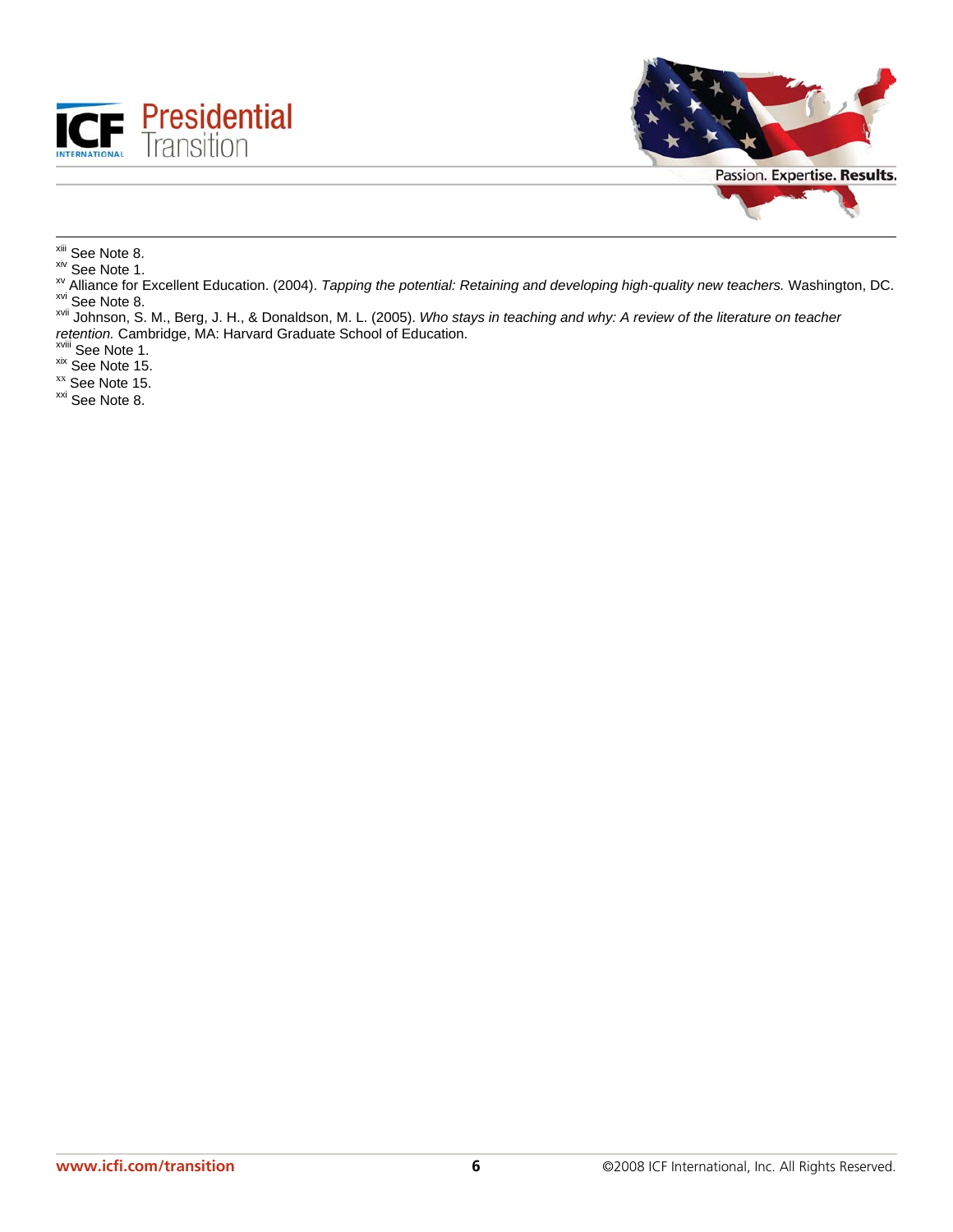[xiii] See Note 8.
[xiv] See Note 1.
[xv] Alliance for Excellent Education. (2004). *Tapping the potential: Retaining and developing high-quality new teachers.* Washington, DC.
[xvi] See Note 8.
[xvii] Johnson, S. M., Berg, J. H., & Donaldson, M. L. (2005). *Who stays in teaching and why: A review of the literature on teacher retention.* Cambridge, MA: Harvard Graduate School of Education.
[xviii] See Note 1.
[xix] See Note 15.
[xx] See Note 15.
[xxi] See Note 8.